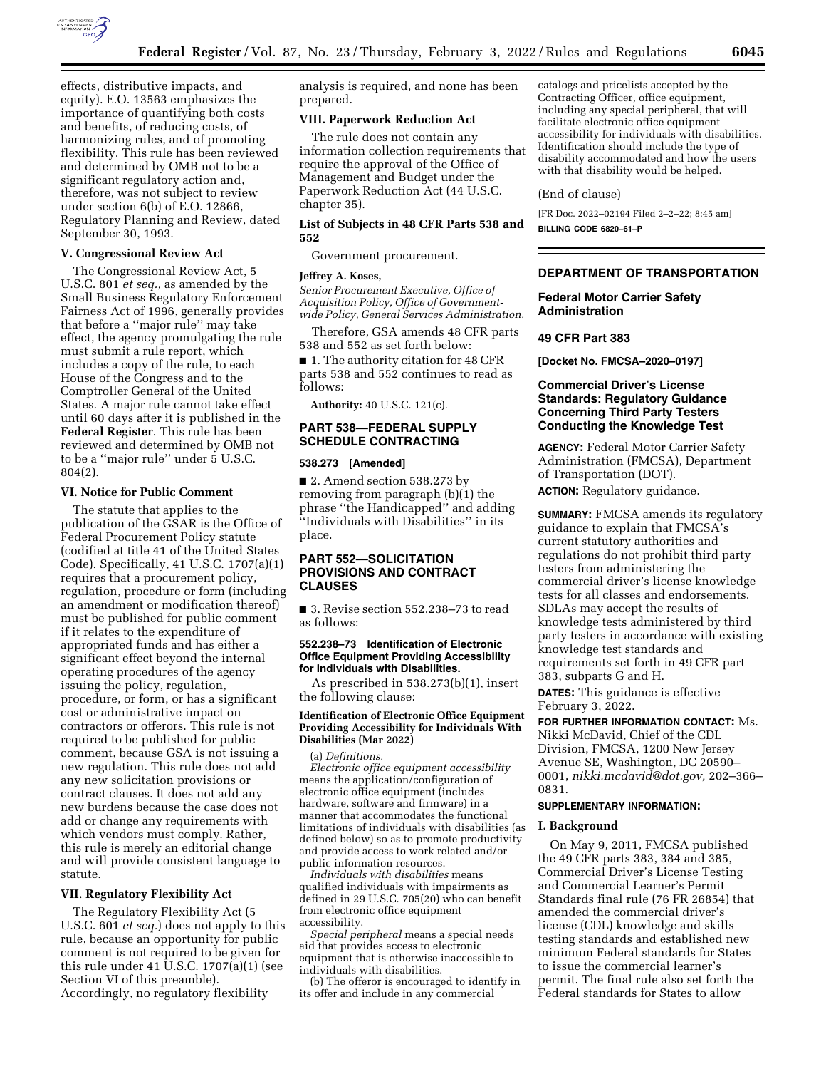effects, distributive impacts, and equity). E.O. 13563 emphasizes the importance of quantifying both costs and benefits, of reducing costs, of harmonizing rules, and of promoting flexibility. This rule has been reviewed and determined by OMB not to be a significant regulatory action and, therefore, was not subject to review under section 6(b) of E.O. 12866, Regulatory Planning and Review, dated September 30, 1993.

### V. Congressional Review Act

The Congressional Review Act, 5 U.S.C. 801 *et seq.,* as amended by the Small Business Regulatory Enforcement Fairness Act of 1996, generally provides that before a ''major rule'' may take effect, the agency promulgating the rule must submit a rule report, which includes a copy of the rule, to each House of the Congress and to the Comptroller General of the United States. A major rule cannot take effect until 60 days after it is published in the **Federal Register**. This rule has been reviewed and determined by OMB not to be a ''major rule'' under 5 U.S.C. 804(2).

### VI. Notice for Public Comment

The statute that applies to the publication of the GSAR is the Office of Federal Procurement Policy statute (codified at title 41 of the United States Code). Specifically, 41 U.S.C. 1707(a)(1) requires that a procurement policy, regulation, procedure or form (including an amendment or modification thereof) must be published for public comment if it relates to the expenditure of appropriated funds and has either a significant effect beyond the internal operating procedures of the agency issuing the policy, regulation, procedure, or form, or has a significant cost or administrative impact on contractors or offerors. This rule is not required to be published for public comment, because GSA is not issuing a new regulation. This rule does not add any new solicitation provisions or contract clauses. It does not add any new burdens because the case does not add or change any requirements with which vendors must comply. Rather, this rule is merely an editorial change and will provide consistent language to statute.

### VII. Regulatory Flexibility Act

The Regulatory Flexibility Act (5 U.S.C. 601 *et seq.*) does not apply to this rule, because an opportunity for public comment is not required to be given for this rule under 41 U.S.C. 1707(a)(1) (see Section VI of this preamble). Accordingly, no regulatory flexibility analysis is required, and none has been prepared.

### VIII. Paperwork Reduction Act

The rule does not contain any information collection requirements that require the approval of the Office of Management and Budget under the Paperwork Reduction Act (44 U.S.C. chapter 35).

### List of Subjects in 48 CFR Parts 538 and 552

Government procurement.

**Jeffrey A. Koses,**

*Senior Procurement Executive, Office of Acquisition Policy, Office of Government-wide Policy, General Services Administration.*

Therefore, GSA amends 48 CFR parts 538 and 552 as set forth below:

■ 1. The authority citation for 48 CFR parts 538 and 552 continues to read as follows:

**Authority:** 40 U.S.C. 121(c).

## PART 538—FEDERAL SUPPLY SCHEDULE CONTRACTING

**538.273 [Amended]**

■ 2. Amend section 538.273 by removing from paragraph (b)(1) the phrase ''the Handicapped'' and adding ''Individuals with Disabilities'' in its place.

## PART 552—SOLICITATION PROVISIONS AND CONTRACT CLAUSES

■ 3. Revise section 552.238–73 to read as follows:

**552.238–73 Identification of Electronic Office Equipment Providing Accessibility for Individuals with Disabilities.**

As prescribed in 538.273(b)(1), insert the following clause:

**Identification of Electronic Office Equipment Providing Accessibility for Individuals With Disabilities (Mar 2022)**

(a) *Definitions.*

*Electronic office equipment accessibility* means the application/configuration of electronic office equipment (includes hardware, software and firmware) in a manner that accommodates the functional limitations of individuals with disabilities (as defined below) so as to promote productivity and provide access to work related and/or public information resources.

*Individuals with disabilities* means qualified individuals with impairments as defined in 29 U.S.C. 705(20) who can benefit from electronic office equipment accessibility.

*Special peripheral* means a special needs aid that provides access to electronic equipment that is otherwise inaccessible to individuals with disabilities.

(b) The offeror is encouraged to identify in its offer and include in any commercial catalogs and pricelists accepted by the Contracting Officer, office equipment, including any special peripheral, that will facilitate electronic office equipment accessibility for individuals with disabilities. Identification should include the type of disability accommodated and how the users with that disability would be helped.

(End of clause)

[FR Doc. 2022–02194 Filed 2–2–22; 8:45 am]

**BILLING CODE 6820–61–P**

---

## DEPARTMENT OF TRANSPORTATION

### Federal Motor Carrier Safety Administration

### 49 CFR Part 383

**[Docket No. FMCSA–2020–0197]**

### Commercial Driver's License Standards: Regulatory Guidance Concerning Third Party Testers Conducting the Knowledge Test

**AGENCY:** Federal Motor Carrier Safety Administration (FMCSA), Department of Transportation (DOT).

**ACTION:** Regulatory guidance.

**SUMMARY:** FMCSA amends its regulatory guidance to explain that FMCSA's current statutory authorities and regulations do not prohibit third party testers from administering the commercial driver's license knowledge tests for all classes and endorsements. SDLAs may accept the results of knowledge tests administered by third party testers in accordance with existing knowledge test standards and requirements set forth in 49 CFR part 383, subparts G and H.

**DATES:** This guidance is effective February 3, 2022.

**FOR FURTHER INFORMATION CONTACT:** Ms. Nikki McDavid, Chief of the CDL Division, FMCSA, 1200 New Jersey Avenue SE, Washington, DC 20590–0001, *nikki.mcdavid@dot.gov,* 202–366–0831.

**SUPPLEMENTARY INFORMATION:**

### I. Background

On May 9, 2011, FMCSA published the 49 CFR parts 383, 384 and 385, Commercial Driver's License Testing and Commercial Learner's Permit Standards final rule (76 FR 26854) that amended the commercial driver's license (CDL) knowledge and skills testing standards and established new minimum Federal standards for States to issue the commercial learner's permit. The final rule also set forth the Federal standards for States to allow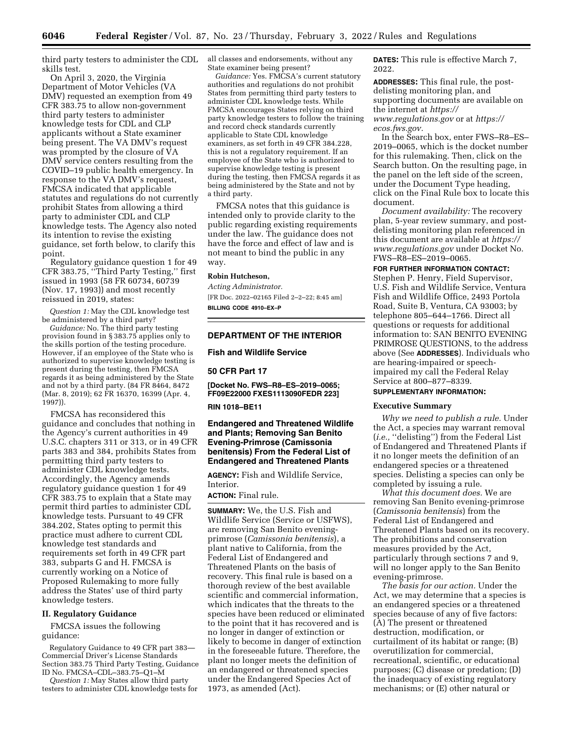third party testers to administer the CDL skills test.

On April 3, 2020, the Virginia Department of Motor Vehicles (VA DMV) requested an exemption from 49 CFR 383.75 to allow non-government third party testers to administer knowledge tests for CDL and CLP applicants without a State examiner being present. The VA DMV's request was prompted by the closure of VA DMV service centers resulting from the COVID–19 public health emergency. In response to the VA DMV's request, FMCSA indicated that applicable statutes and regulations do not currently prohibit States from allowing a third party to administer CDL and CLP knowledge tests. The Agency also noted its intention to revise the existing guidance, set forth below, to clarify this point.

Regulatory guidance question 1 for 49 CFR 383.75, ''Third Party Testing,'' first issued in 1993 (58 FR 60734, 60739 (Nov. 17, 1993)) and most recently reissued in 2019, states:

*Question 1:* May the CDL knowledge test be administered by a third party?

*Guidance:* No. The third party testing provision found in § 383.75 applies only to the skills portion of the testing procedure. However, if an employee of the State who is authorized to supervise knowledge testing is present during the testing, then FMCSA regards it as being administered by the State and not by a third party. (84 FR 8464, 8472 (Mar. 8, 2019); 62 FR 16370, 16399 (Apr. 4, 1997)).

FMCSA has reconsidered this guidance and concludes that nothing in the Agency's current authorities in 49 U.S.C. chapters 311 or 313, or in 49 CFR parts 383 and 384, prohibits States from permitting third party testers to administer CDL knowledge tests. Accordingly, the Agency amends regulatory guidance question 1 for 49 CFR 383.75 to explain that a State may permit third parties to administer CDL knowledge tests. Pursuant to 49 CFR 384.202, States opting to permit this practice must adhere to current CDL knowledge test standards and requirements set forth in 49 CFR part 383, subparts G and H. FMCSA is currently working on a Notice of Proposed Rulemaking to more fully address the States' use of third party knowledge testers.

## II. Regulatory Guidance

FMCSA issues the following guidance:

Regulatory Guidance to 49 CFR part 383—Commercial Driver's License Standards Section 383.75 Third Party Testing, Guidance ID No. FMCSA–CDL–383.75–Q1–M

*Question 1:* May States allow third party testers to administer CDL knowledge tests for all classes and endorsements, without any State examiner being present?

*Guidance:* Yes. FMCSA's current statutory authorities and regulations do not prohibit States from permitting third party testers to administer CDL knowledge tests. While FMCSA encourages States relying on third party knowledge testers to follow the training and record check standards currently applicable to State CDL knowledge examiners, as set forth in 49 CFR 384.228, this is not a regulatory requirement. If an employee of the State who is authorized to supervise knowledge testing is present during the testing, then FMCSA regards it as being administered by the State and not by a third party.

FMCSA notes that this guidance is intended only to provide clarity to the public regarding existing requirements under the law. The guidance does not have the force and effect of law and is not meant to bind the public in any way.

**Robin Hutcheson,**

*Acting Administrator.*

[FR Doc. 2022–02165 Filed 2–2–22; 8:45 am]

**BILLING CODE 4910–EX–P**

---

# DEPARTMENT OF THE INTERIOR

## Fish and Wildlife Service

### 50 CFR Part 17

**[Docket No. FWS–R8–ES–2019–0065; FF09E22000 FXES1113090FEDR 223]**

**RIN 1018–BE11**

## Endangered and Threatened Wildlife and Plants; Removing San Benito Evening-Primrose (Camissonia benitensis) From the Federal List of Endangered and Threatened Plants

**AGENCY:** Fish and Wildlife Service, Interior.

**ACTION:** Final rule.

**SUMMARY:** We, the U.S. Fish and Wildlife Service (Service or USFWS), are removing San Benito evening-primrose (*Camissonia benitensis*), a plant native to California, from the Federal List of Endangered and Threatened Plants on the basis of recovery. This final rule is based on a thorough review of the best available scientific and commercial information, which indicates that the threats to the species have been reduced or eliminated to the point that it has recovered and is no longer in danger of extinction or likely to become in danger of extinction in the foreseeable future. Therefore, the plant no longer meets the definition of an endangered or threatened species under the Endangered Species Act of 1973, as amended (Act).

**DATES:** This rule is effective March 7, 2022.

**ADDRESSES:** This final rule, the post-delisting monitoring plan, and supporting documents are available on the internet at *https://www.regulations.gov* or at *https://ecos.fws.gov.*

In the Search box, enter FWS–R8–ES–2019–0065, which is the docket number for this rulemaking. Then, click on the Search button. On the resulting page, in the panel on the left side of the screen, under the Document Type heading, click on the Final Rule box to locate this document.

*Document availability:* The recovery plan, 5-year review summary, and post-delisting monitoring plan referenced in this document are available at *https://www.regulations.gov* under Docket No. FWS–R8–ES–2019–0065.

**FOR FURTHER INFORMATION CONTACT:** Stephen P. Henry, Field Supervisor, U.S. Fish and Wildlife Service, Ventura Fish and Wildlife Office, 2493 Portola Road, Suite B, Ventura, CA 93003; by telephone 805–644–1766. Direct all questions or requests for additional information to: SAN BENITO EVENING PRIMROSE QUESTIONS, to the address above (See **ADDRESSES**). Individuals who are hearing-impaired or speech-impaired my call the Federal Relay Service at 800–877–8339.

**SUPPLEMENTARY INFORMATION:**

### Executive Summary

*Why we need to publish a rule.* Under the Act, a species may warrant removal (*i.e.,* ''delisting'') from the Federal List of Endangered and Threatened Plants if it no longer meets the definition of an endangered species or a threatened species. Delisting a species can only be completed by issuing a rule.

*What this document does.* We are removing San Benito evening-primrose (*Camissonia benitensis*) from the Federal List of Endangered and Threatened Plants based on its recovery. The prohibitions and conservation measures provided by the Act, particularly through sections 7 and 9, will no longer apply to the San Benito evening-primrose.

*The basis for our action.* Under the Act, we may determine that a species is an endangered species or a threatened species because of any of five factors: (A) The present or threatened destruction, modification, or curtailment of its habitat or range; (B) overutilization for commercial, recreational, scientific, or educational purposes; (C) disease or predation; (D) the inadequacy of existing regulatory mechanisms; or (E) other natural or